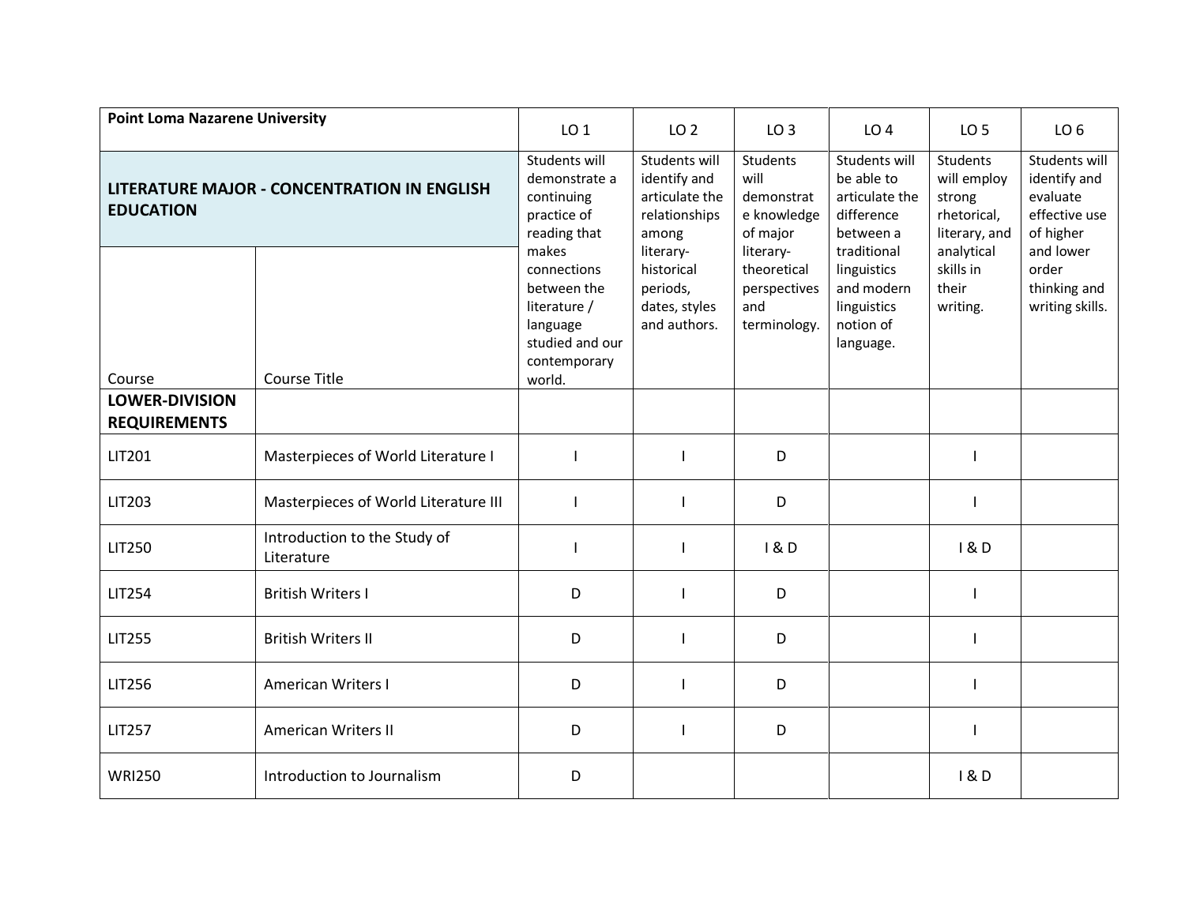| Point Loma Nazarene University | | LO 1 | LO 2 | LO 3 | LO 4 | LO 5 | LO 6 |
|---|---|---|---|---|---|---|---|
| **LITERATURE MAJOR - CONCENTRATION IN ENGLISH EDUCATION** | | Students will demonstrate a continuing practice of reading that makes connections between the literature / language studied and our contemporary world. | Students will identify and articulate the relationships among literary-historical periods, dates, styles and authors. | Students will demonstrate knowledge of major literary-theoretical perspectives and terminology. | Students will be able to articulate the difference between a traditional linguistics and modern linguistics notion of language. | Students will employ strong rhetorical, literary, and analytical skills in their writing. | Students will identify and evaluate effective use of higher and lower order thinking and writing skills. |
| Course | Course Title | | | | | | |
| **LOWER-DIVISION REQUIREMENTS** | | | | | | | |
| LIT201 | Masterpieces of World Literature I | I | I | D | | I | |
| LIT203 | Masterpieces of World Literature III | I | I | D | | I | |
| LIT250 | Introduction to the Study of Literature | I | I | I & D | | I & D | |
| LIT254 | British Writers I | D | I | D | | I | |
| LIT255 | British Writers II | D | I | D | | I | |
| LIT256 | American Writers I | D | I | D | | I | |
| LIT257 | American Writers II | D | I | D | | I | |
| WRI250 | Introduction to Journalism | D | | | | I & D | |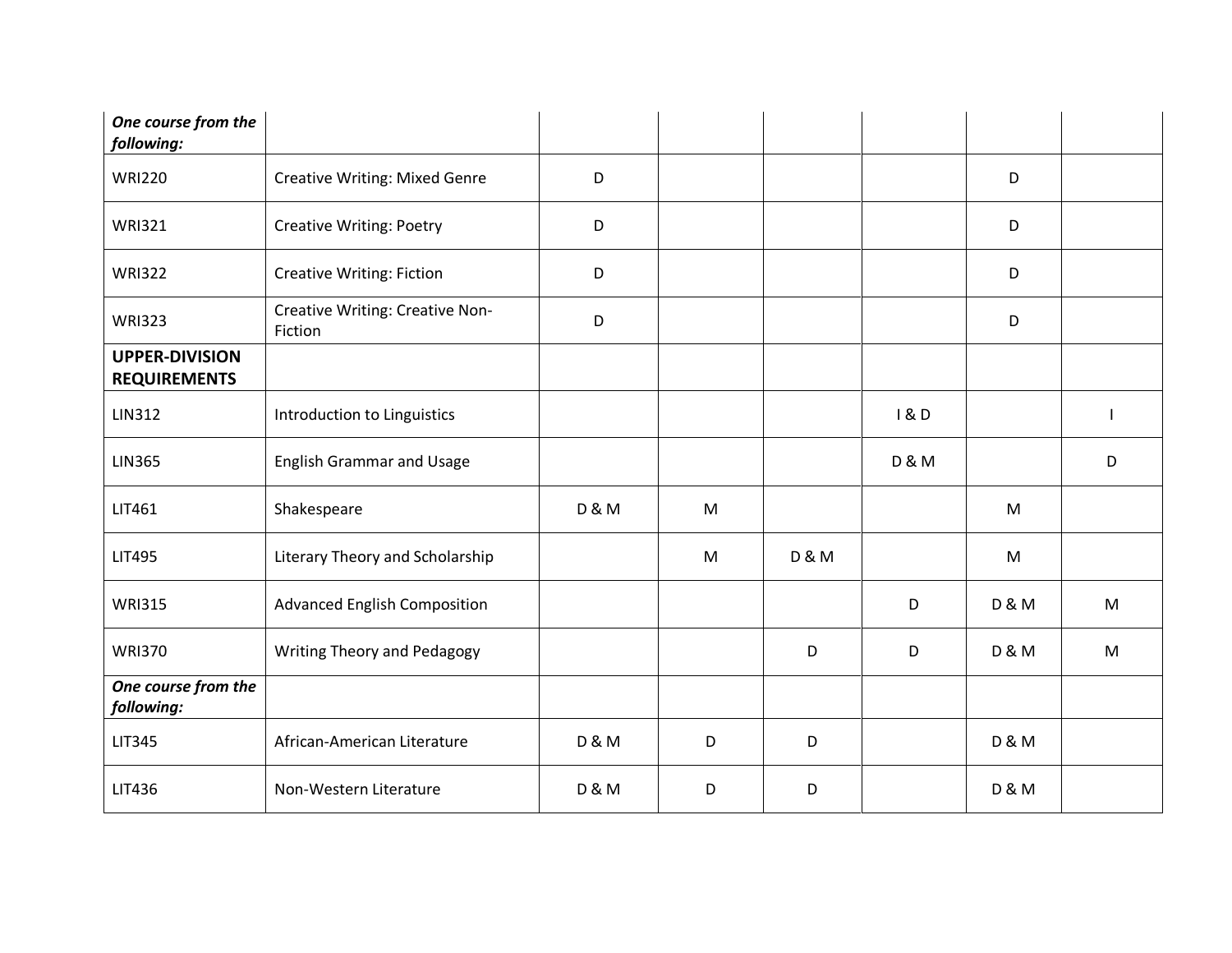| | | | | | | | |
|---|---|---|---|---|---|---|---|
| ***One course from the following:*** | | | | | | | |
| WRI220 | Creative Writing: Mixed Genre | D | | | | D | |
| WRI321 | Creative Writing: Poetry | D | | | | D | |
| WRI322 | Creative Writing: Fiction | D | | | | D | |
| WRI323 | Creative Writing: Creative Non-Fiction | D | | | | D | |
| **UPPER-DIVISION REQUIREMENTS** | | | | | | | |
| LIN312 | Introduction to Linguistics | | | | I & D | | I |
| LIN365 | English Grammar and Usage | | | | D & M | | D |
| LIT461 | Shakespeare | D & M | M | | | M | |
| LIT495 | Literary Theory and Scholarship | | M | D & M | | M | |
| WRI315 | Advanced English Composition | | | | D | D & M | M |
| WRI370 | Writing Theory and Pedagogy | | | D | D | D & M | M |
| ***One course from the following:*** | | | | | | | |
| LIT345 | African-American Literature | D & M | D | D | | D & M | |
| LIT436 | Non-Western Literature | D & M | D | D | | D & M | |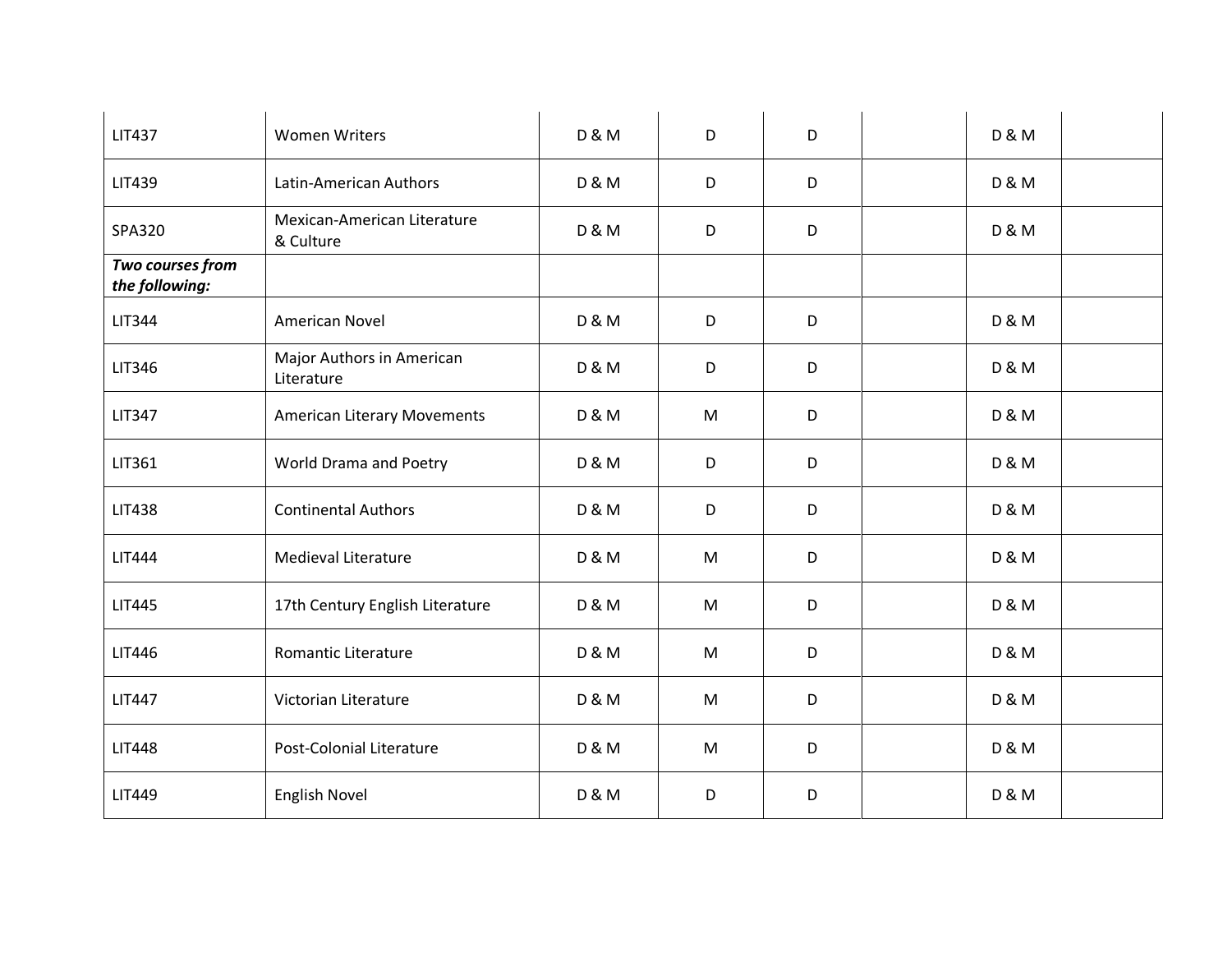| | | | | | | | |
|---|---|---|---|---|---|---|---|
| LIT437 | Women Writers | D & M | D | D | | D & M | |
| LIT439 | Latin-American Authors | D & M | D | D | | D & M | |
| SPA320 | Mexican-American Literature & Culture | D & M | D | D | | D & M | |
| ***Two courses from the following:*** | | | | | | | |
| LIT344 | American Novel | D & M | D | D | | D & M | |
| LIT346 | Major Authors in American Literature | D & M | D | D | | D & M | |
| LIT347 | American Literary Movements | D & M | M | D | | D & M | |
| LIT361 | World Drama and Poetry | D & M | D | D | | D & M | |
| LIT438 | Continental Authors | D & M | D | D | | D & M | |
| LIT444 | Medieval Literature | D & M | M | D | | D & M | |
| LIT445 | 17th Century English Literature | D & M | M | D | | D & M | |
| LIT446 | Romantic Literature | D & M | M | D | | D & M | |
| LIT447 | Victorian Literature | D & M | M | D | | D & M | |
| LIT448 | Post-Colonial Literature | D & M | M | D | | D & M | |
| LIT449 | English Novel | D & M | D | D | | D & M | |